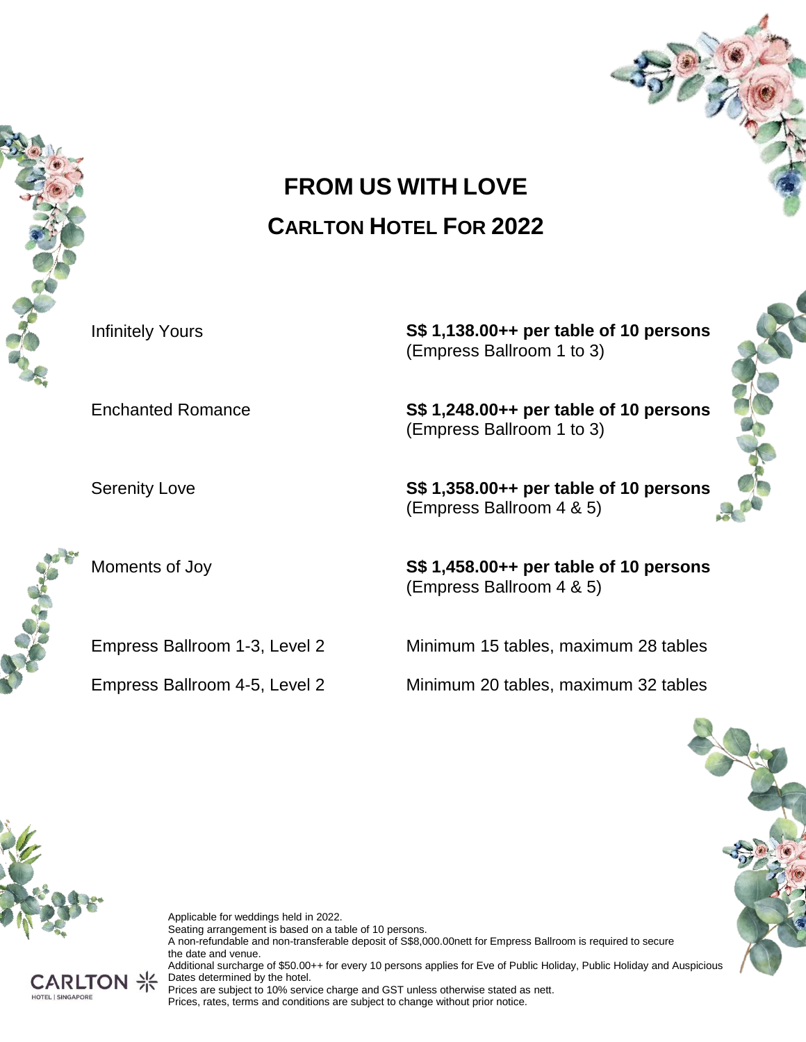# FROM US WITH LOVE

## CARLTON HOTEL FOR 2022

| | |
|---|---|
| Infinitely Yours | **S$ 1,138.00++ per table of 10 persons** (Empress Ballroom 1 to 3) |
| Enchanted Romance | **S$ 1,248.00++ per table of 10 persons** (Empress Ballroom 1 to 3) |
| Serenity Love | **S$ 1,358.00++ per table of 10 persons** (Empress Ballroom 4 & 5) |
| Moments of Joy | **S$ 1,458.00++ per table of 10 persons** (Empress Ballroom 4 & 5) |
| Empress Ballroom 1-3, Level 2 | Minimum 15 tables, maximum 28 tables |
| Empress Ballroom 4-5, Level 2 | Minimum 20 tables, maximum 32 tables |

Applicable for weddings held in 2022.
Seating arrangement is based on a table of 10 persons.
A non-refundable and non-transferable deposit of S$8,000.00nett for Empress Ballroom is required to secure the date and venue.
Additional surcharge of $50.00++ for every 10 persons applies for Eve of Public Holiday, Public Holiday and Auspicious Dates determined by the hotel.
Prices are subject to 10% service charge and GST unless otherwise stated as nett.
Prices, rates, terms and conditions are subject to change without prior notice.

CARLTON HOTEL | SINGAPORE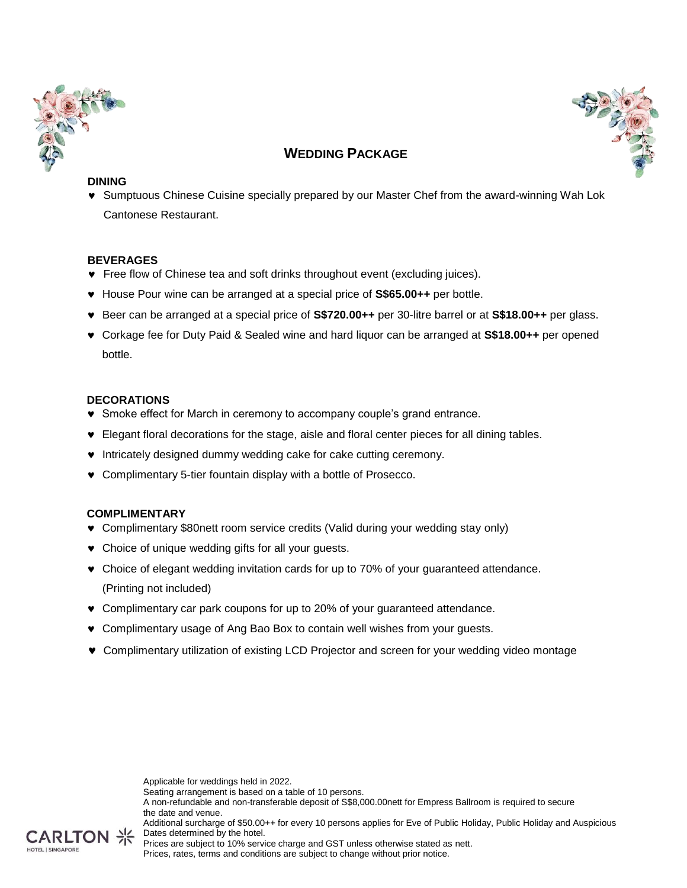# WEDDING PACKAGE

**DINING**

- Sumptuous Chinese Cuisine specially prepared by our Master Chef from the award-winning Wah Lok Cantonese Restaurant.

**BEVERAGES**

- Free flow of Chinese tea and soft drinks throughout event (excluding juices).
- House Pour wine can be arranged at a special price of **S$65.00++** per bottle.
- Beer can be arranged at a special price of **S$720.00++** per 30-litre barrel or at **S$18.00++** per glass.
- Corkage fee for Duty Paid & Sealed wine and hard liquor can be arranged at **S$18.00++** per opened bottle.

**DECORATIONS**

- Smoke effect for March in ceremony to accompany couple's grand entrance.
- Elegant floral decorations for the stage, aisle and floral center pieces for all dining tables.
- Intricately designed dummy wedding cake for cake cutting ceremony.
- Complimentary 5-tier fountain display with a bottle of Prosecco.

**COMPLIMENTARY**

- Complimentary $80nett room service credits (Valid during your wedding stay only)
- Choice of unique wedding gifts for all your guests.
- Choice of elegant wedding invitation cards for up to 70% of your guaranteed attendance. (Printing not included)
- Complimentary car park coupons for up to 20% of your guaranteed attendance.
- Complimentary usage of Ang Bao Box to contain well wishes from your guests.
- Complimentary utilization of existing LCD Projector and screen for your wedding video montage

Applicable for weddings held in 2022.
Seating arrangement is based on a table of 10 persons.
A non-refundable and non-transferable deposit of S$8,000.00nett for Empress Ballroom is required to secure the date and venue.
Additional surcharge of $50.00++ for every 10 persons applies for Eve of Public Holiday, Public Holiday and Auspicious Dates determined by the hotel.
Prices are subject to 10% service charge and GST unless otherwise stated as nett.
Prices, rates, terms and conditions are subject to change without prior notice.

CARLTON HOTEL | SINGAPORE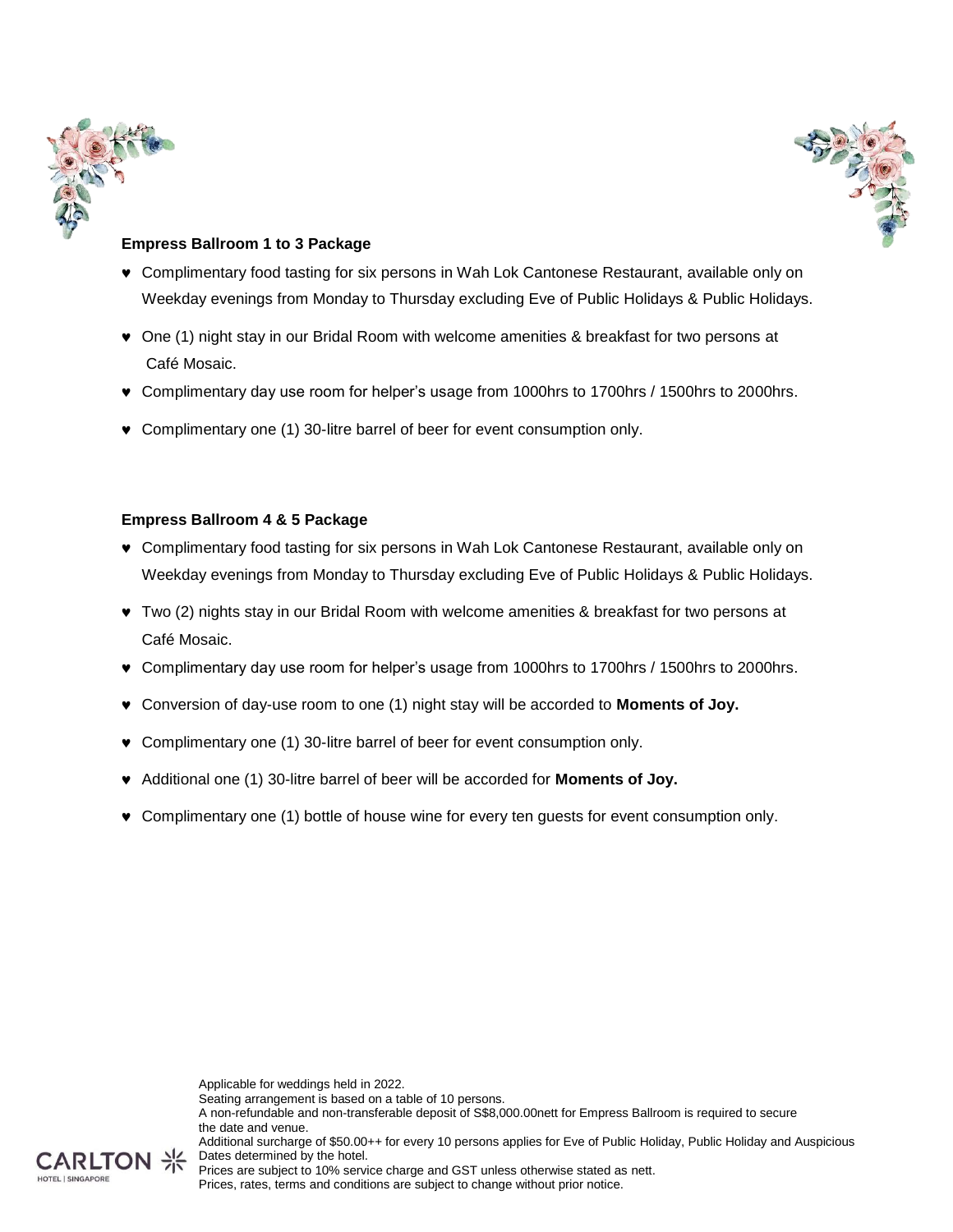**Empress Ballroom 1 to 3 Package**

- Complimentary food tasting for six persons in Wah Lok Cantonese Restaurant, available only on Weekday evenings from Monday to Thursday excluding Eve of Public Holidays & Public Holidays.
- One (1) night stay in our Bridal Room with welcome amenities & breakfast for two persons at Café Mosaic.
- Complimentary day use room for helper's usage from 1000hrs to 1700hrs / 1500hrs to 2000hrs.
- Complimentary one (1) 30-litre barrel of beer for event consumption only.

**Empress Ballroom 4 & 5 Package**

- Complimentary food tasting for six persons in Wah Lok Cantonese Restaurant, available only on Weekday evenings from Monday to Thursday excluding Eve of Public Holidays & Public Holidays.
- Two (2) nights stay in our Bridal Room with welcome amenities & breakfast for two persons at Café Mosaic.
- Complimentary day use room for helper's usage from 1000hrs to 1700hrs / 1500hrs to 2000hrs.
- Conversion of day-use room to one (1) night stay will be accorded to **Moments of Joy.**
- Complimentary one (1) 30-litre barrel of beer for event consumption only.
- Additional one (1) 30-litre barrel of beer will be accorded for **Moments of Joy.**
- Complimentary one (1) bottle of house wine for every ten guests for event consumption only.

Applicable for weddings held in 2022.
Seating arrangement is based on a table of 10 persons.
A non-refundable and non-transferable deposit of S$8,000.00nett for Empress Ballroom is required to secure the date and venue.
Additional surcharge of $50.00++ for every 10 persons applies for Eve of Public Holiday, Public Holiday and Auspicious Dates determined by the hotel.
Prices are subject to 10% service charge and GST unless otherwise stated as nett.
Prices, rates, terms and conditions are subject to change without prior notice.

CARLTON HOTEL | SINGAPORE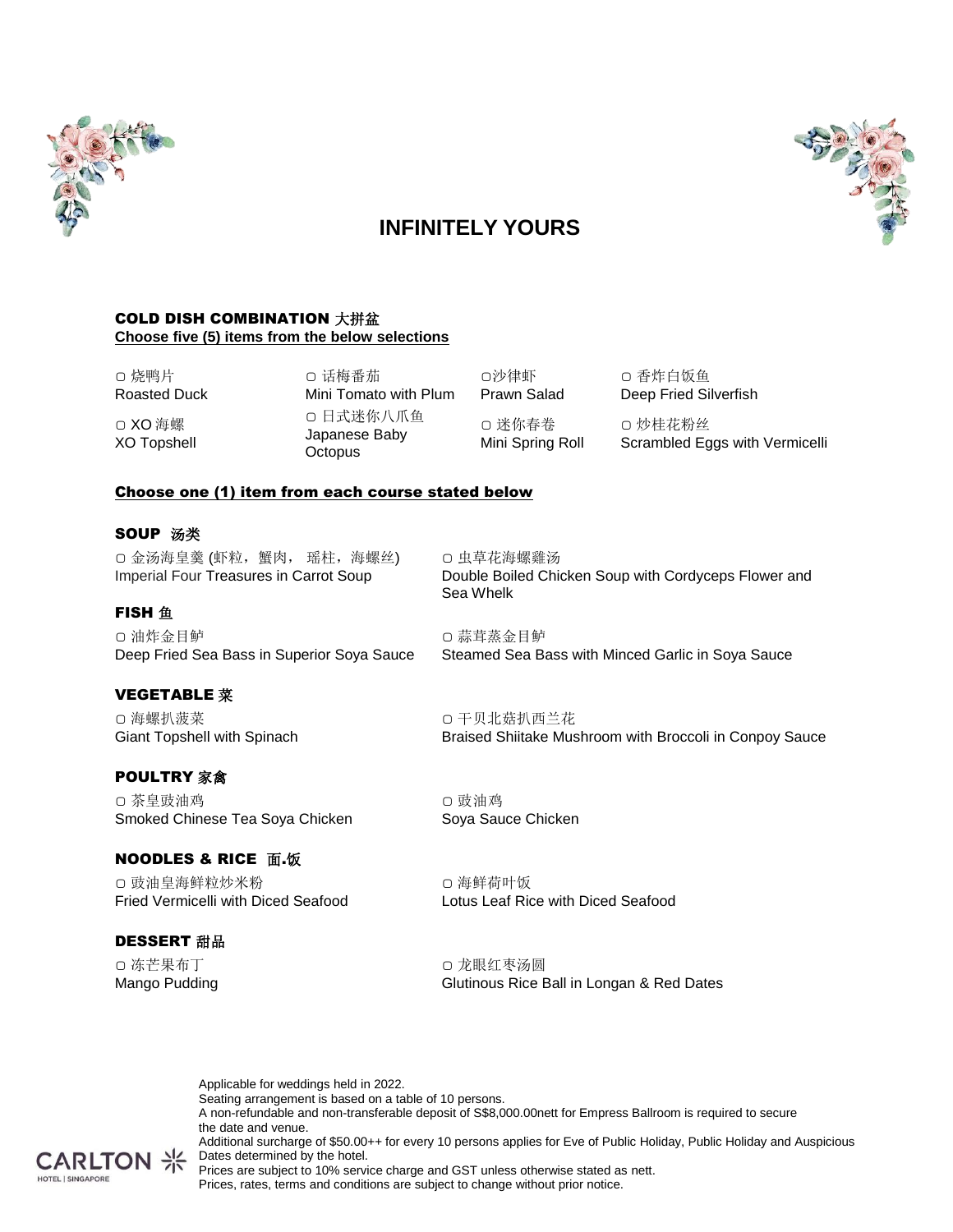# INFINITELY YOURS

**COLD DISH COMBINATION 大拼盆**
**Choose five (5) items from the below selections**

▢ 烧鸭片
Roasted Duck

▢ XO 海螺
XO Topshell

▢ 话梅番茄
Mini Tomato with Plum

▢ 日式迷你八爪鱼
Japanese Baby Octopus

▢沙律虾
Prawn Salad

▢ 迷你春卷
Mini Spring Roll

▢ 香炸白饭鱼
Deep Fried Silverfish

▢ 炒桂花粉丝
Scrambled Eggs with Vermicelli

**Choose one (1) item from each course stated below**

**SOUP 汤类**

▢ 金汤海皇羹 (虾粒，蟹肉， 瑶柱，海螺丝)
Imperial Four Treasures in Carrot Soup

▢ 虫草花海螺雞汤
Double Boiled Chicken Soup with Cordyceps Flower and Sea Whelk

**FISH 鱼**

▢ 油炸金目鲈
Deep Fried Sea Bass in Superior Soya Sauce

▢ 蒜茸蒸金目鲈
Steamed Sea Bass with Minced Garlic in Soya Sauce

**VEGETABLE 菜**

▢ 海螺扒菠菜
Giant Topshell with Spinach

▢ 干贝北菇扒西兰花
Braised Shiitake Mushroom with Broccoli in Conpoy Sauce

**POULTRY 家禽**

▢ 茶皇豉油鸡
Smoked Chinese Tea Soya Chicken

▢ 豉油鸡
Soya Sauce Chicken

**NOODLES & RICE 面.饭**

▢ 豉油皇海鲜粒炒米粉
Fried Vermicelli with Diced Seafood

▢ 海鲜荷叶饭
Lotus Leaf Rice with Diced Seafood

**DESSERT 甜品**

▢ 冻芒果布丁
Mango Pudding

▢ 龙眼红枣汤圆
Glutinous Rice Ball in Longan & Red Dates

Applicable for weddings held in 2022.
Seating arrangement is based on a table of 10 persons.
A non-refundable and non-transferable deposit of S$8,000.00nett for Empress Ballroom is required to secure the date and venue.
Additional surcharge of $50.00++ for every 10 persons applies for Eve of Public Holiday, Public Holiday and Auspicious Dates determined by the hotel.
Prices are subject to 10% service charge and GST unless otherwise stated as nett.
Prices, rates, terms and conditions are subject to change without prior notice.

CARLTON HOTEL | SINGAPORE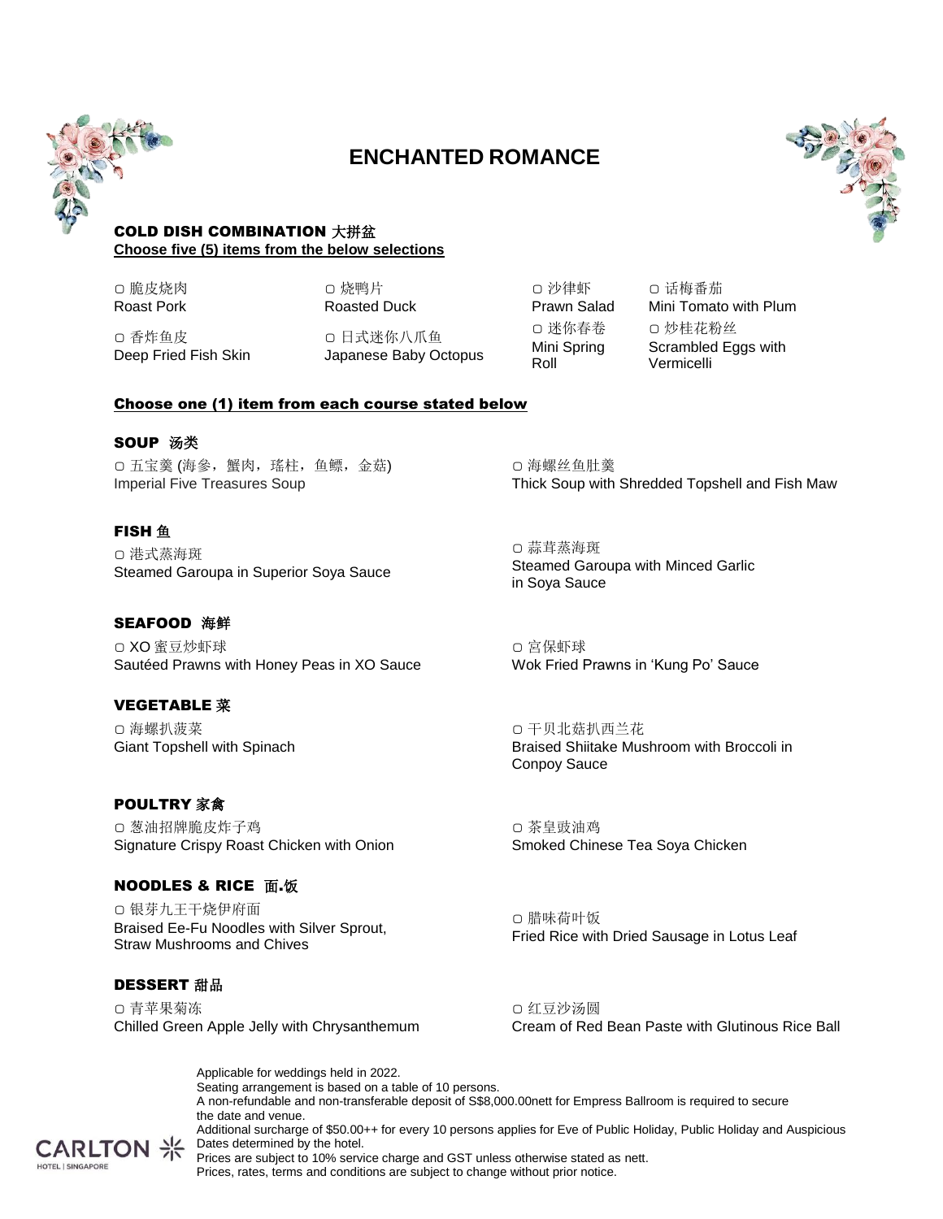# ENCHANTED ROMANCE

## COLD DISH COMBINATION 大拼盆

**Choose five (5) items from the below selections**

- ▢ 脆皮烧肉 Roast Pork
- ▢ 香炸鱼皮 Deep Fried Fish Skin
- ▢ 烧鸭片 Roasted Duck
- ▢ 日式迷你八爪鱼 Japanese Baby Octopus
- ▢ 沙律虾 Prawn Salad
- ▢ 迷你春卷 Mini Spring Roll
- ▢ 话梅番茄 Mini Tomato with Plum
- ▢ 炒桂花粉丝 Scrambled Eggs with Vermicelli

**Choose one (1) item from each course stated below**

## SOUP 汤类

- ▢ 五宝羹 (海参，蟹肉，瑤柱，鱼鳔，金菇) Imperial Five Treasures Soup
- ▢ 海螺丝鱼肚羹 Thick Soup with Shredded Topshell and Fish Maw

## FISH 鱼

- ▢ 港式蒸海斑 Steamed Garoupa in Superior Soya Sauce
- ▢ 蒜茸蒸海斑 Steamed Garoupa with Minced Garlic in Soya Sauce

## SEAFOOD 海鲜

- ▢ XO 蜜豆炒虾球 Sautéed Prawns with Honey Peas in XO Sauce
- ▢ 宫保虾球 Wok Fried Prawns in 'Kung Po' Sauce

## VEGETABLE 菜

- ▢ 海螺扒菠菜 Giant Topshell with Spinach
- ▢ 干贝北菇扒西兰花 Braised Shiitake Mushroom with Broccoli in Conpoy Sauce

## POULTRY 家禽

- ▢ 葱油招牌脆皮炸子鸡 Signature Crispy Roast Chicken with Onion
- ▢ 茶皇豉油鸡 Smoked Chinese Tea Soya Chicken

## NOODLES & RICE 面.饭

- ▢ 银芽九王干烧伊府面 Braised Ee-Fu Noodles with Silver Sprout, Straw Mushrooms and Chives
- ▢ 腊味荷叶饭 Fried Rice with Dried Sausage in Lotus Leaf

## DESSERT 甜品

- ▢ 青苹果菊冻 Chilled Green Apple Jelly with Chrysanthemum
- ▢ 红豆沙汤圆 Cream of Red Bean Paste with Glutinous Rice Ball

Applicable for weddings held in 2022.
Seating arrangement is based on a table of 10 persons.
A non-refundable and non-transferable deposit of S$8,000.00nett for Empress Ballroom is required to secure the date and venue.
Additional surcharge of $50.00++ for every 10 persons applies for Eve of Public Holiday, Public Holiday and Auspicious Dates determined by the hotel.
Prices are subject to 10% service charge and GST unless otherwise stated as nett.
Prices, rates, terms and conditions are subject to change without prior notice.

CARLTON HOTEL | SINGAPORE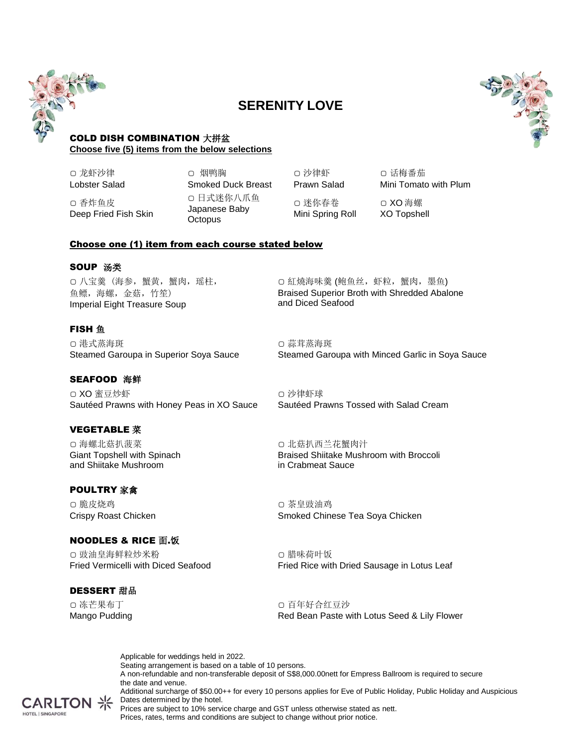# SERENITY LOVE

## COLD DISH COMBINATION 大拼盆

**Choose five (5) items from the below selections**

- ▢ 龙虾沙律
  Lobster Salad
- ▢ 烟鸭胸
  Smoked Duck Breast
- ▢ 沙律虾
  Prawn Salad
- ▢ 话梅番茄
  Mini Tomato with Plum
- ▢ 香炸鱼皮
  Deep Fried Fish Skin
- ▢ 日式迷你八爪鱼
  Japanese Baby Octopus
- ▢ 迷你春卷
  Mini Spring Roll
- ▢ XO 海螺
  XO Topshell

**Choose one (1) item from each course stated below**

### SOUP 汤类

- ▢ 八宝羹（海参，蟹黄，蟹肉，瑶柱，鱼鳔，海螺，金菇，竹笙）
  Imperial Eight Treasure Soup
- ▢ 紅燒海味羹 (鲍鱼丝，虾粒，蟹肉，墨鱼)
  Braised Superior Broth with Shredded Abalone and Diced Seafood

### FISH 鱼

- ▢ 港式蒸海斑
  Steamed Garoupa in Superior Soya Sauce
- ▢ 蒜茸蒸海斑
  Steamed Garoupa with Minced Garlic in Soya Sauce

### SEAFOOD 海鲜

- ▢ XO 蜜豆炒虾
  Sautéed Prawns with Honey Peas in XO Sauce
- ▢ 沙律虾球
  Sautéed Prawns Tossed with Salad Cream

### VEGETABLE 菜

- ▢ 海螺北菇扒菠菜
  Giant Topshell with Spinach and Shiitake Mushroom
- ▢ 北菇扒西兰花蟹肉汁
  Braised Shiitake Mushroom with Broccoli in Crabmeat Sauce

### POULTRY 家禽

- ▢ 脆皮烧鸡
  Crispy Roast Chicken
- ▢ 茶皇豉油鸡
  Smoked Chinese Tea Soya Chicken

### NOODLES & RICE 面.饭

- ▢ 豉油皇海鲜粒炒米粉
  Fried Vermicelli with Diced Seafood
- ▢ 腊味荷叶饭
  Fried Rice with Dried Sausage in Lotus Leaf

### DESSERT 甜品

- ▢ 冻芒果布丁
  Mango Pudding
- ▢ 百年好合红豆沙
  Red Bean Paste with Lotus Seed & Lily Flower

Applicable for weddings held in 2022.
Seating arrangement is based on a table of 10 persons.
A non-refundable and non-transferable deposit of S$8,000.00nett for Empress Ballroom is required to secure the date and venue.
Additional surcharge of $50.00++ for every 10 persons applies for Eve of Public Holiday, Public Holiday and Auspicious Dates determined by the hotel.
Prices are subject to 10% service charge and GST unless otherwise stated as nett.
Prices, rates, terms and conditions are subject to change without prior notice.

CARLTON HOTEL | SINGAPORE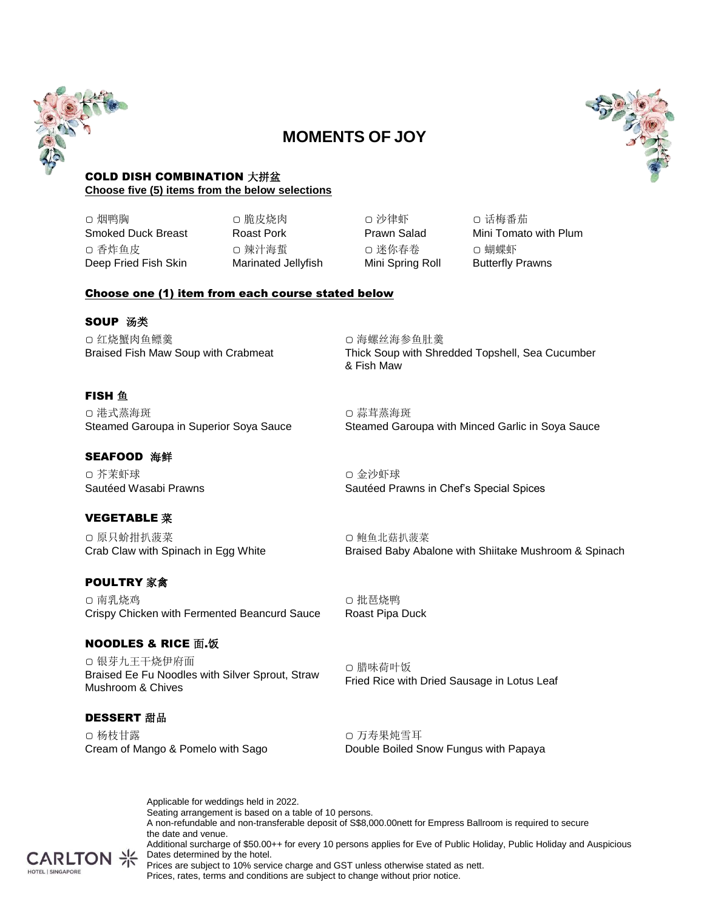# MOMENTS OF JOY

**COLD DISH COMBINATION 大拼盆**

**Choose five (5) items from the below selections**

- ▢ 烟鸭胸 Smoked Duck Breast
- ▢ 脆皮烧肉 Roast Pork
- ▢ 沙律虾 Prawn Salad
- ▢ 话梅番茄 Mini Tomato with Plum
- ▢ 香炸鱼皮 Deep Fried Fish Skin
- ▢ 辣汁海蜇 Marinated Jellyfish
- ▢ 迷你春卷 Mini Spring Roll
- ▢ 蝴蝶虾 Butterfly Prawns

**Choose one (1) item from each course stated below**

**SOUP 汤类**

- ▢ 红烧蟹肉鱼鳔羹 Braised Fish Maw Soup with Crabmeat
- ▢ 海螺丝海参鱼肚羹 Thick Soup with Shredded Topshell, Sea Cucumber & Fish Maw

**FISH 鱼**

- ▢ 港式蒸海斑 Steamed Garoupa in Superior Soya Sauce
- ▢ 蒜茸蒸海斑 Steamed Garoupa with Minced Garlic in Soya Sauce

**SEAFOOD 海鲜**

- ▢ 芥茉虾球 Sautéed Wasabi Prawns
- ▢ 金沙虾球 Sautéed Prawns in Chef's Special Spices

**VEGETABLE 菜**

- ▢ 原只蚧拑扒菠菜 Crab Claw with Spinach in Egg White
- ▢ 鲍鱼北菇扒菠菜 Braised Baby Abalone with Shiitake Mushroom & Spinach

**POULTRY 家禽**

- ▢ 南乳烧鸡 Crispy Chicken with Fermented Beancurd Sauce
- ▢ 批琶烧鸭 Roast Pipa Duck

**NOODLES & RICE 面.饭**

- ▢ 银芽九王干烧伊府面 Braised Ee Fu Noodles with Silver Sprout, Straw Mushroom & Chives
- ▢ 腊味荷叶饭 Fried Rice with Dried Sausage in Lotus Leaf

**DESSERT 甜品**

- ▢ 杨枝甘露 Cream of Mango & Pomelo with Sago
- ▢ 万寿果炖雪耳 Double Boiled Snow Fungus with Papaya

Applicable for weddings held in 2022.
Seating arrangement is based on a table of 10 persons.
A non-refundable and non-transferable deposit of S$8,000.00nett for Empress Ballroom is required to secure the date and venue.
Additional surcharge of $50.00++ for every 10 persons applies for Eve of Public Holiday, Public Holiday and Auspicious Dates determined by the hotel.
Prices are subject to 10% service charge and GST unless otherwise stated as nett.
Prices, rates, terms and conditions are subject to change without prior notice.

CARLTON HOTEL | SINGAPORE